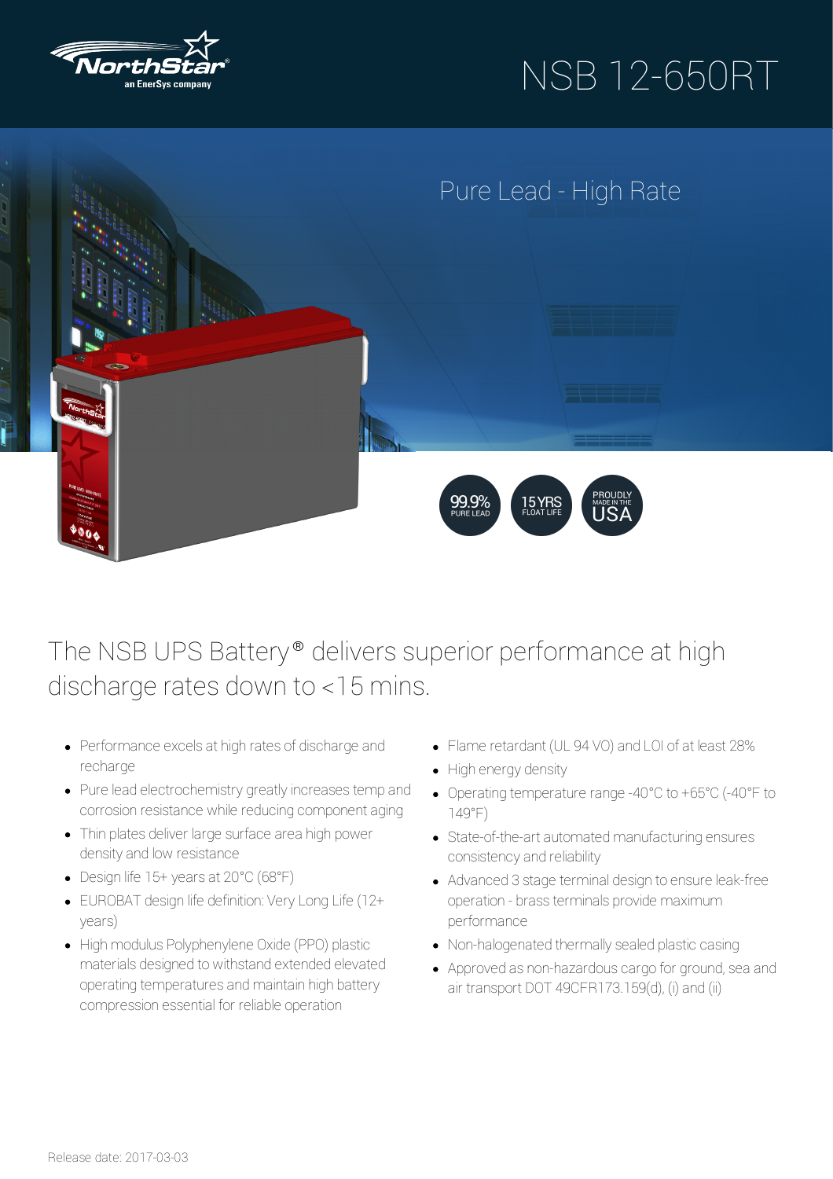NorthStar
an EnerSys company

# NSB 12-650RT

## Pure Lead - High Rate

99.9% PURE LEAD

15 YRS FLOAT LIFE

PROUDLY MADE IN THE USA

## The NSB UPS Battery® delivers superior performance at high discharge rates down to <15 mins.

- Performance excels at high rates of discharge and recharge
- Pure lead electrochemistry greatly increases temp and corrosion resistance while reducing component aging
- Thin plates deliver large surface area high power density and low resistance
- Design life 15+ years at 20°C (68°F)
- EUROBAT design life definition: Very Long Life (12+ years)
- High modulus Polyphenylene Oxide (PPO) plastic materials designed to withstand extended elevated operating temperatures and maintain high battery compression essential for reliable operation
- Flame retardant (UL 94 VO) and LOI of at least 28%
- High energy density
- Operating temperature range -40°C to +65°C (-40°F to 149°F)
- State-of-the-art automated manufacturing ensures consistency and reliability
- Advanced 3 stage terminal design to ensure leak-free operation - brass terminals provide maximum performance
- Non-halogenated thermally sealed plastic casing
- Approved as non-hazardous cargo for ground, sea and air transport DOT 49CFR173.159(d), (i) and (ii)

Release date: 2017-03-03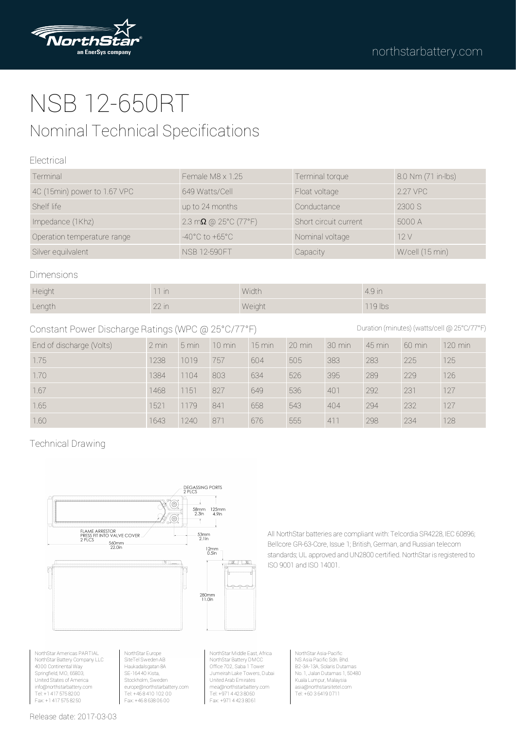# NSB 12-650RT

## Nominal Technical Specifications

### Electrical

| | | | |
|---|---|---|---|
| Terminal | Female M8 x 1.25 | Terminal torque | 8.0 Nm (71 in-lbs) |
| 4C (15min) power to 1.67 VPC | 649 Watts/Cell | Float voltage | 2.27 VPC |
| Shelf life | up to 24 months | Conductance | 2300 S |
| Impedance (1Khz) | 2.3 mΩ @ 25°C (77°F) | Short circuit current | 5000 A |
| Operation temperature range | -40°C to +65°C | Nominal voltage | 12 V |
| Silver equilvalent | NSB 12-590FT | Capacity | W/cell (15 min) |

### Dimensions

| | | | |
|---|---|---|---|
| Height | 11 in | Width | 4.9 in |
| Length | 22 in | Weight | 119 lbs |

### Constant Power Discharge Ratings (WPC @ 25°C/77°F)

Duration (minutes) (watts/cell @ 25°C/77°F)

| End of discharge (Volts) | 2 min | 5 min | 10 min | 15 min | 20 min | 30 min | 45 min | 60 min | 120 min |
|---|---|---|---|---|---|---|---|---|---|
| 1.75 | 1238 | 1019 | 757 | 604 | 505 | 383 | 283 | 225 | 125 |
| 1.70 | 1384 | 1104 | 803 | 634 | 526 | 395 | 289 | 229 | 126 |
| 1.67 | 1468 | 1151 | 827 | 649 | 536 | 401 | 292 | 231 | 127 |
| 1.65 | 1521 | 1179 | 841 | 658 | 543 | 404 | 294 | 232 | 127 |
| 1.60 | 1643 | 1240 | 871 | 676 | 555 | 411 | 298 | 234 | 128 |

### Technical Drawing

DEGASSING PORTS
2 PLCS

58mm
2.3in

125mm
4.9in

FLAME ARRESTOR
PRESS FIT INTO VALVE COVER
2 PLCS

560mm
22.0in

53mm
2.1in

12mm
0.5in

280mm
11.0in

All NorthStar batteries are compliant with: Telcordia SR4228, IEC 60896; Bellcore GR-63-Core, Issue 1; British, German, and Russian telecom standards; UL approved and UN2800 certified. NorthStar is registered to ISO 9001 and ISO 14001.

NorthStar Americas PARTIAL
NorthStar Battery Company LLC
4000 Continental Way
Springfield, MO, 65803,
United States of America
info@northstarbattery.com
Tel: +1 417 575 8200
Fax: +1 417 575 8250

NorthStar Europe
SiteTel Sweden AB
Haukadalsgatan 8A
SE-164 40 Kista,
Stockholm, Sweden
europe@northstarbattery.com
Tel: +46 8 410 102 00
Fax: +46 8 638 06 00

NorthStar Middle East, Africa
NorthStar Battery DMCC
Office 702, Saba 1 Tower
Jumeirah Lake Towers, Dubai
United Arab Emirates
mea@northstarbattery.com
Tel: +971 4 423 8060
Fax: +971 4 423 8061

NorthStar Asia-Pacific
NS Asia Pacific Sdn. Bhd.
B2-3A-13A, Solaris Dutamas
No. 1, Jalan Dutamas 1, 50480
Kuala Lumpur, Malaysia
asia@northstarsitetel.com
Tel: +60 3 6419 0711

Release date: 2017-03-03